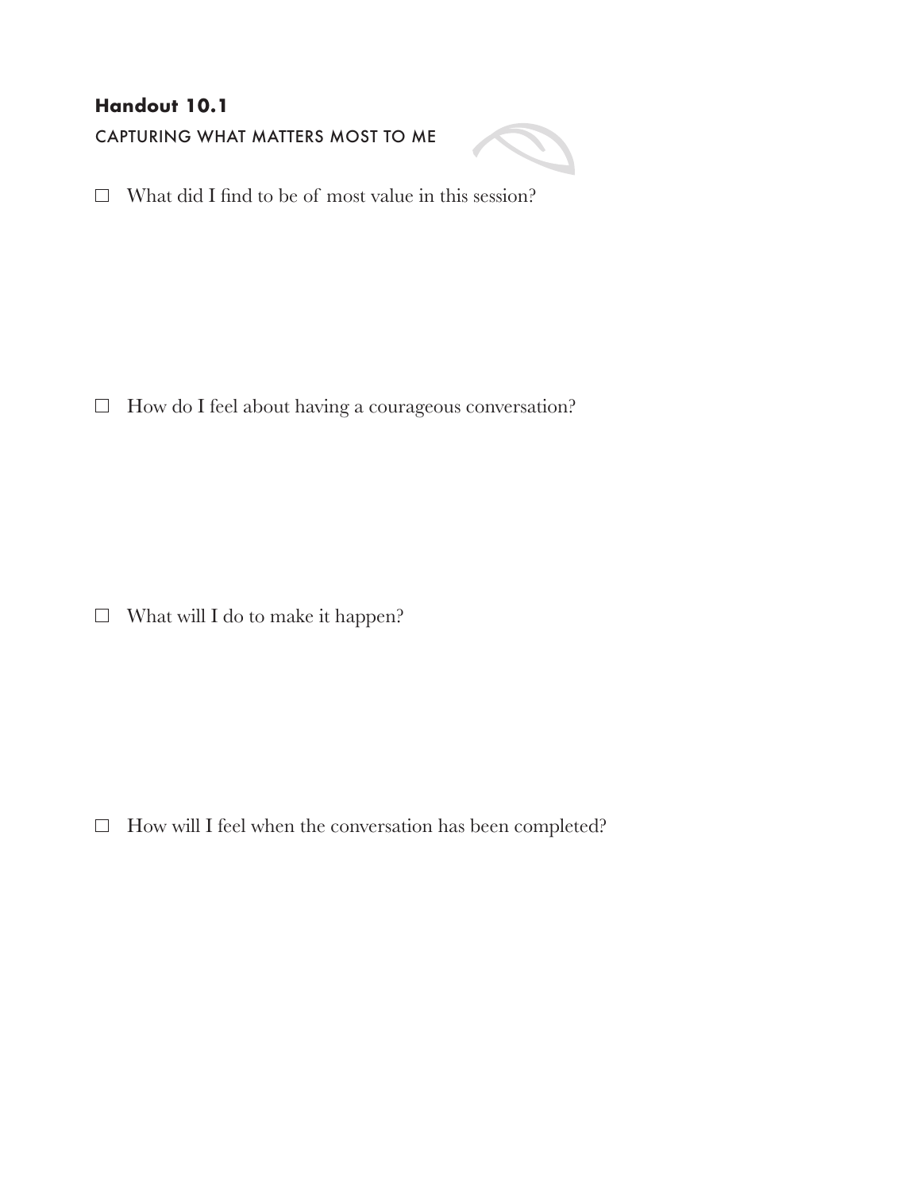**Handout 10.1**

CAPTURING WHAT MATTERS MOST TO ME

- [ ] What did I find to be of most value in this session?

- [ ] How do I feel about having a courageous conversation?

- [ ] What will I do to make it happen?

- [ ] How will I feel when the conversation has been completed?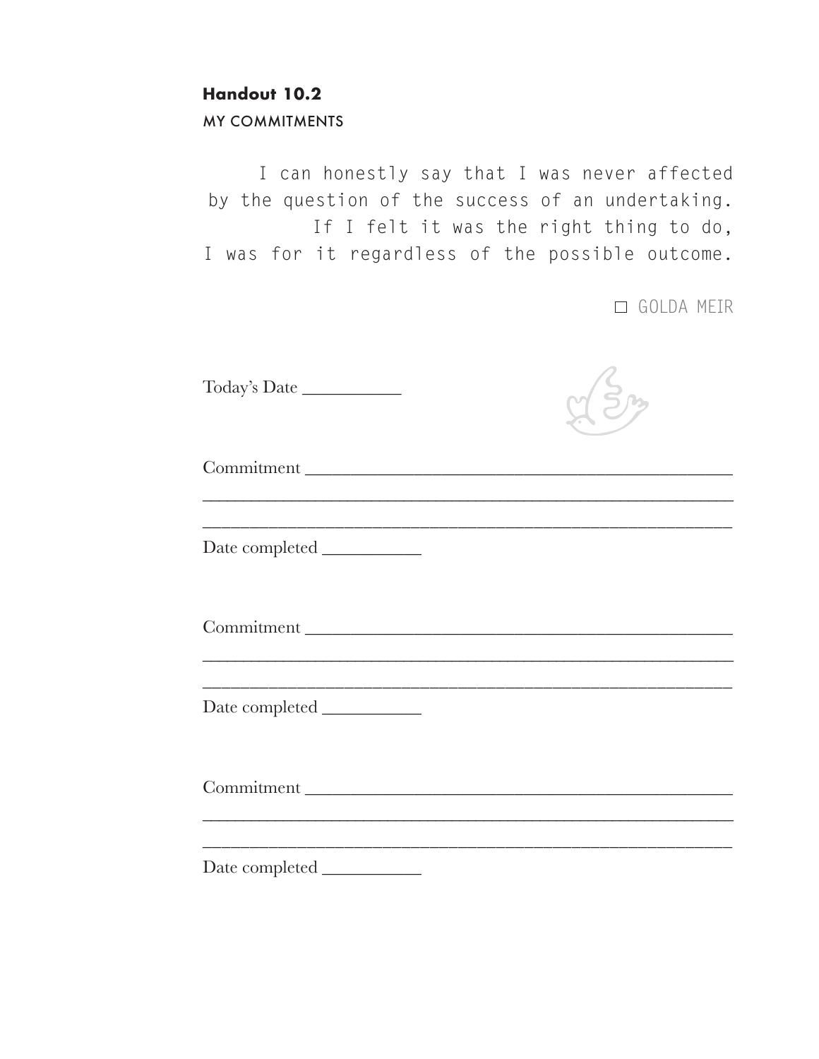**Handout 10.2**

MY COMMITMENTS

> I can honestly say that I was never affected by the question of the success of an undertaking. If I felt it was the right thing to do, I was for it regardless of the possible outcome.
>
> □ GOLDA MEIR

Today's Date ___________

Commitment _______________________________________________

_______________________________________________

_______________________________________________

Date completed ___________

Commitment _______________________________________________

_______________________________________________

_______________________________________________

Date completed ___________

Commitment _______________________________________________

_______________________________________________

_______________________________________________

Date completed ___________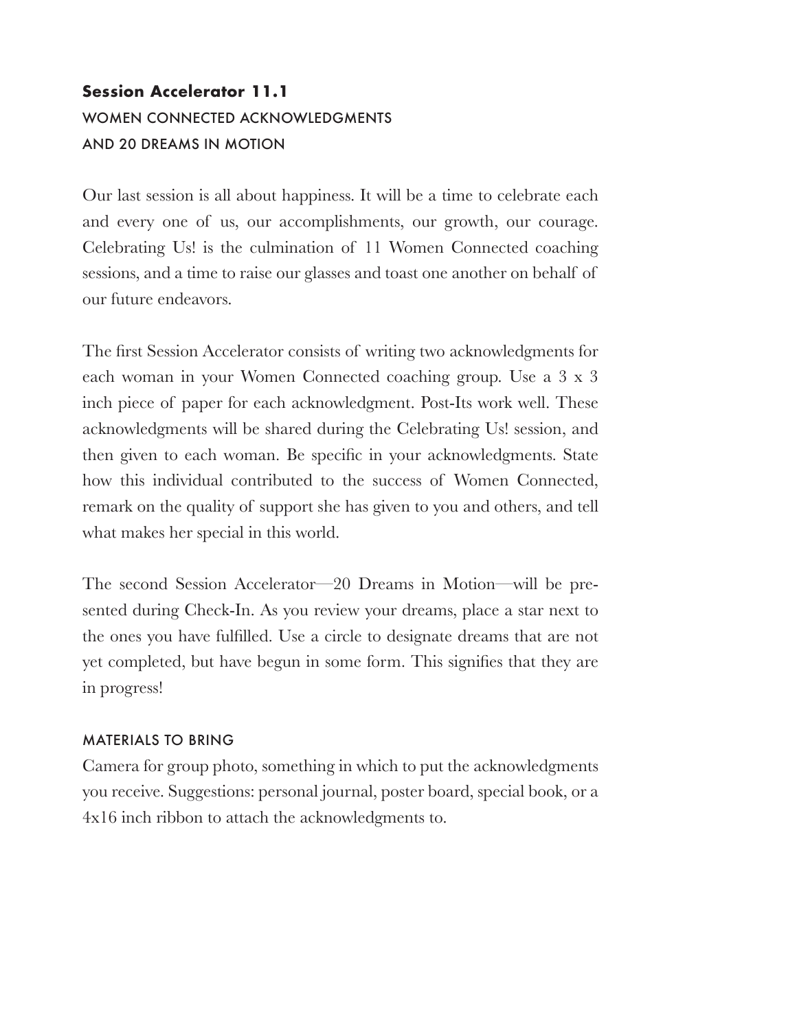## Session Accelerator 11.1

### WOMEN CONNECTED ACKNOWLEDGMENTS AND 20 DREAMS IN MOTION

Our last session is all about happiness. It will be a time to celebrate each and every one of us, our accomplishments, our growth, our courage. Celebrating Us! is the culmination of 11 Women Connected coaching sessions, and a time to raise our glasses and toast one another on behalf of our future endeavors.

The first Session Accelerator consists of writing two acknowledgments for each woman in your Women Connected coaching group. Use a 3 x 3 inch piece of paper for each acknowledgment. Post-Its work well. These acknowledgments will be shared during the Celebrating Us! session, and then given to each woman. Be specific in your acknowledgments. State how this individual contributed to the success of Women Connected, remark on the quality of support she has given to you and others, and tell what makes her special in this world.

The second Session Accelerator—20 Dreams in Motion—will be presented during Check-In. As you review your dreams, place a star next to the ones you have fulfilled. Use a circle to designate dreams that are not yet completed, but have begun in some form. This signifies that they are in progress!

### MATERIALS TO BRING

Camera for group photo, something in which to put the acknowledgments you receive. Suggestions: personal journal, poster board, special book, or a 4x16 inch ribbon to attach the acknowledgments to.